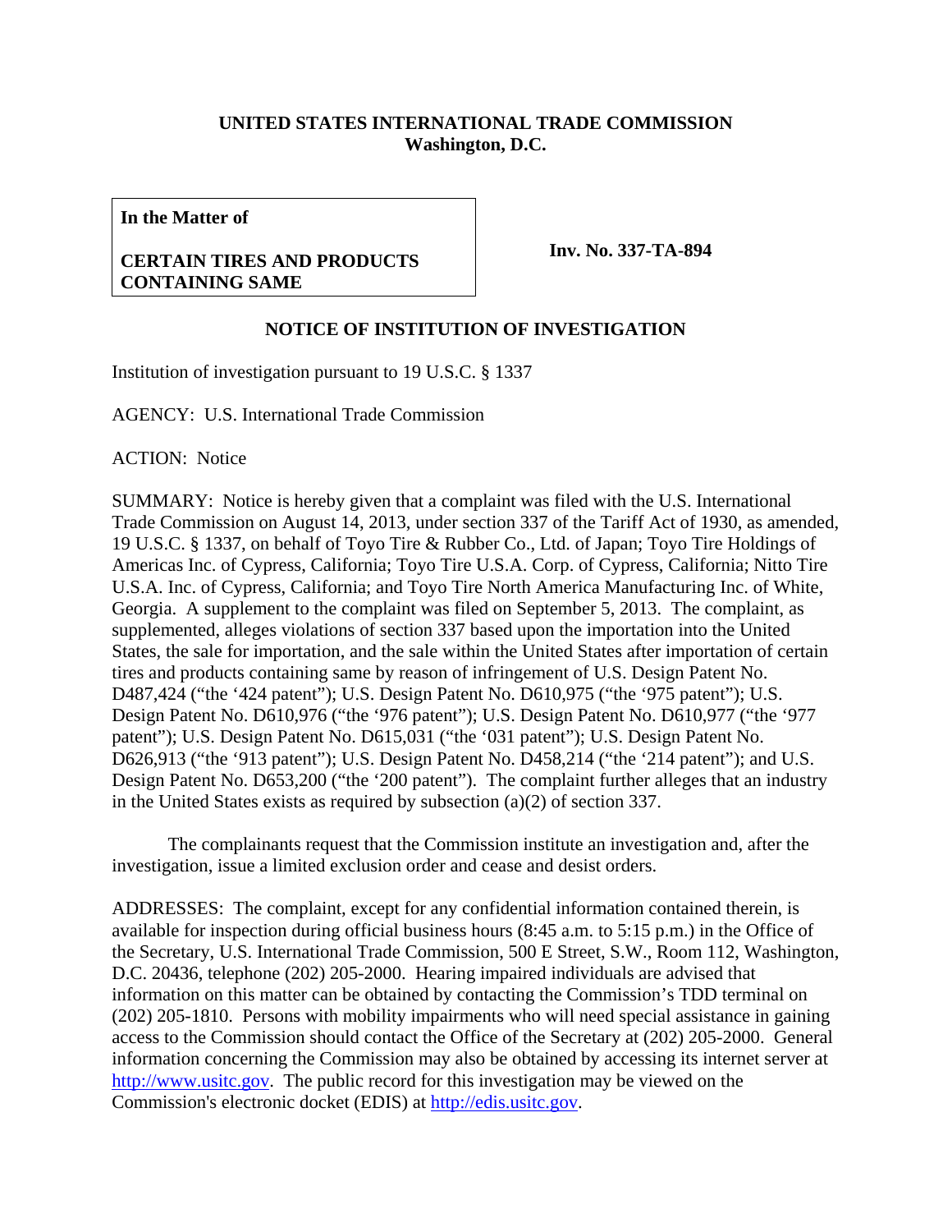**UNITED STATES INTERNATIONAL TRADE COMMISSION**
**Washington, D.C.**

| **In the Matter of** **CERTAIN TIRES AND PRODUCTS CONTAINING SAME** | **Inv. No. 337-TA-894** |
|---|---|

**NOTICE OF INSTITUTION OF INVESTIGATION**

Institution of investigation pursuant to 19 U.S.C. § 1337

AGENCY: U.S. International Trade Commission

ACTION: Notice

SUMMARY: Notice is hereby given that a complaint was filed with the U.S. International Trade Commission on August 14, 2013, under section 337 of the Tariff Act of 1930, as amended, 19 U.S.C. § 1337, on behalf of Toyo Tire & Rubber Co., Ltd. of Japan; Toyo Tire Holdings of Americas Inc. of Cypress, California; Toyo Tire U.S.A. Corp. of Cypress, California; Nitto Tire U.S.A. Inc. of Cypress, California; and Toyo Tire North America Manufacturing Inc. of White, Georgia. A supplement to the complaint was filed on September 5, 2013. The complaint, as supplemented, alleges violations of section 337 based upon the importation into the United States, the sale for importation, and the sale within the United States after importation of certain tires and products containing same by reason of infringement of U.S. Design Patent No. D487,424 ("the '424 patent"); U.S. Design Patent No. D610,975 ("the '975 patent"); U.S. Design Patent No. D610,976 ("the '976 patent"); U.S. Design Patent No. D610,977 ("the '977 patent"); U.S. Design Patent No. D615,031 ("the '031 patent"); U.S. Design Patent No. D626,913 ("the '913 patent"); U.S. Design Patent No. D458,214 ("the '214 patent"); and U.S. Design Patent No. D653,200 ("the '200 patent"). The complaint further alleges that an industry in the United States exists as required by subsection (a)(2) of section 337.

The complainants request that the Commission institute an investigation and, after the investigation, issue a limited exclusion order and cease and desist orders.

ADDRESSES: The complaint, except for any confidential information contained therein, is available for inspection during official business hours (8:45 a.m. to 5:15 p.m.) in the Office of the Secretary, U.S. International Trade Commission, 500 E Street, S.W., Room 112, Washington, D.C. 20436, telephone (202) 205-2000. Hearing impaired individuals are advised that information on this matter can be obtained by contacting the Commission's TDD terminal on (202) 205-1810. Persons with mobility impairments who will need special assistance in gaining access to the Commission should contact the Office of the Secretary at (202) 205-2000. General information concerning the Commission may also be obtained by accessing its internet server at http://www.usitc.gov. The public record for this investigation may be viewed on the Commission's electronic docket (EDIS) at http://edis.usitc.gov.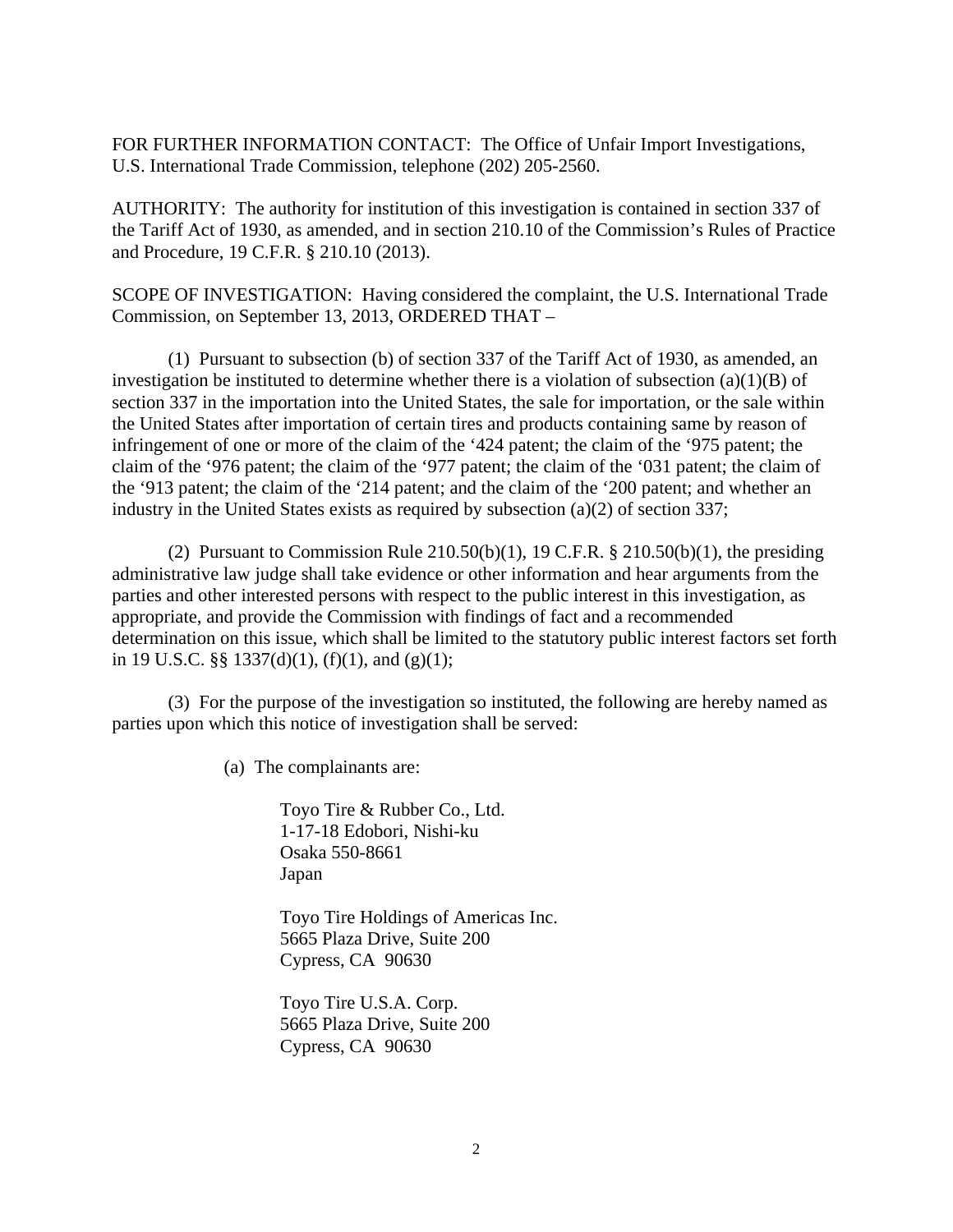FOR FURTHER INFORMATION CONTACT: The Office of Unfair Import Investigations, U.S. International Trade Commission, telephone (202) 205-2560.

AUTHORITY: The authority for institution of this investigation is contained in section 337 of the Tariff Act of 1930, as amended, and in section 210.10 of the Commission's Rules of Practice and Procedure, 19 C.F.R. § 210.10 (2013).

SCOPE OF INVESTIGATION: Having considered the complaint, the U.S. International Trade Commission, on September 13, 2013, ORDERED THAT –

(1) Pursuant to subsection (b) of section 337 of the Tariff Act of 1930, as amended, an investigation be instituted to determine whether there is a violation of subsection (a)(1)(B) of section 337 in the importation into the United States, the sale for importation, or the sale within the United States after importation of certain tires and products containing same by reason of infringement of one or more of the claim of the '424 patent; the claim of the '975 patent; the claim of the '976 patent; the claim of the '977 patent; the claim of the '031 patent; the claim of the '913 patent; the claim of the '214 patent; and the claim of the '200 patent; and whether an industry in the United States exists as required by subsection (a)(2) of section 337;

(2) Pursuant to Commission Rule 210.50(b)(1), 19 C.F.R. § 210.50(b)(1), the presiding administrative law judge shall take evidence or other information and hear arguments from the parties and other interested persons with respect to the public interest in this investigation, as appropriate, and provide the Commission with findings of fact and a recommended determination on this issue, which shall be limited to the statutory public interest factors set forth in 19 U.S.C. §§ 1337(d)(1), (f)(1), and (g)(1);

(3) For the purpose of the investigation so instituted, the following are hereby named as parties upon which this notice of investigation shall be served:

(a) The complainants are:

Toyo Tire & Rubber Co., Ltd.
1-17-18 Edobori, Nishi-ku
Osaka 550-8661
Japan

Toyo Tire Holdings of Americas Inc.
5665 Plaza Drive, Suite 200
Cypress, CA 90630

Toyo Tire U.S.A. Corp.
5665 Plaza Drive, Suite 200
Cypress, CA 90630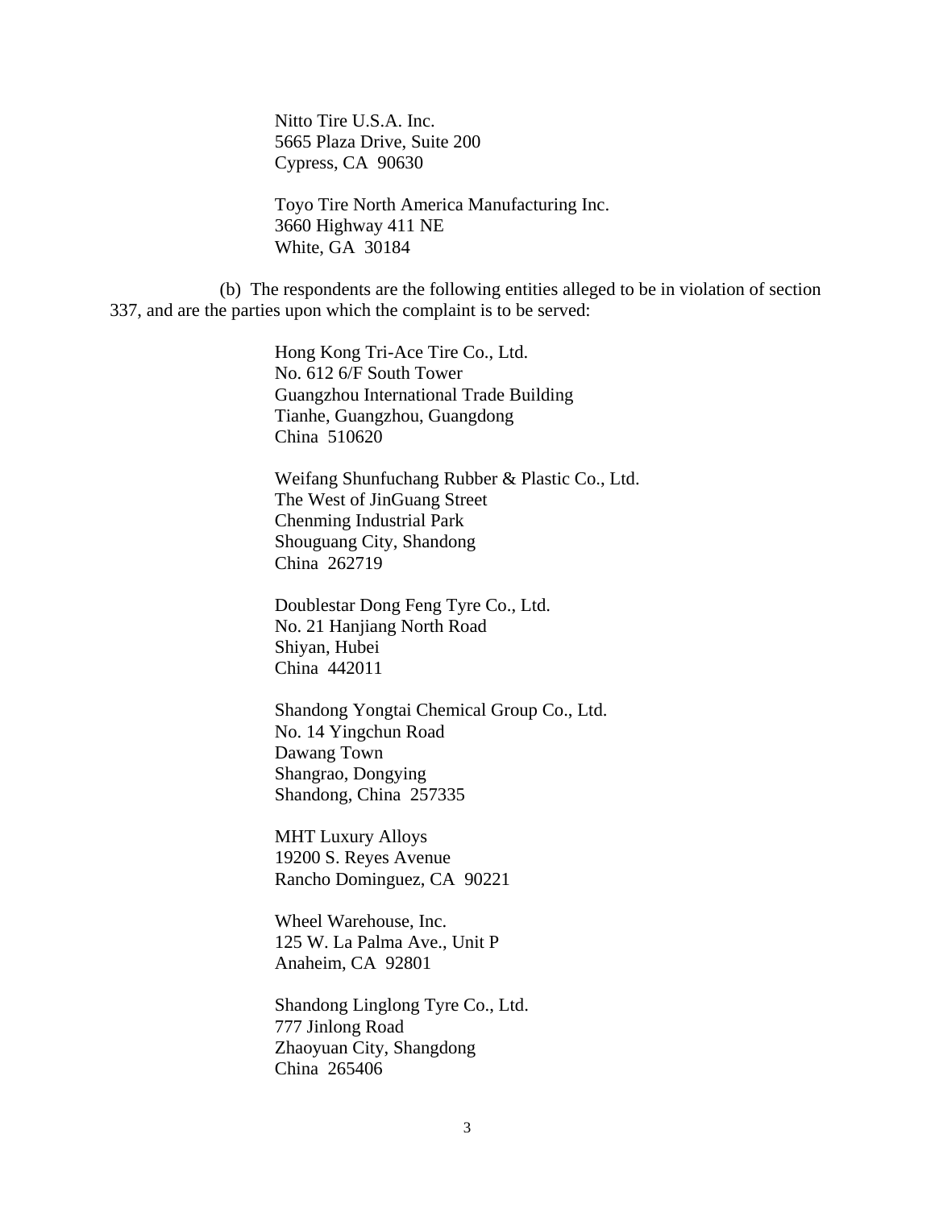Nitto Tire U.S.A. Inc.
5665 Plaza Drive, Suite 200
Cypress, CA 90630

Toyo Tire North America Manufacturing Inc.
3660 Highway 411 NE
White, GA 30184

(b) The respondents are the following entities alleged to be in violation of section 337, and are the parties upon which the complaint is to be served:

Hong Kong Tri-Ace Tire Co., Ltd.
No. 612 6/F South Tower
Guangzhou International Trade Building
Tianhe, Guangzhou, Guangdong
China 510620

Weifang Shunfuchang Rubber & Plastic Co., Ltd.
The West of JinGuang Street
Chenming Industrial Park
Shouguang City, Shandong
China 262719

Doublestar Dong Feng Tyre Co., Ltd.
No. 21 Hanjiang North Road
Shiyan, Hubei
China 442011

Shandong Yongtai Chemical Group Co., Ltd.
No. 14 Yingchun Road
Dawang Town
Shangrao, Dongying
Shandong, China 257335

MHT Luxury Alloys
19200 S. Reyes Avenue
Rancho Dominguez, CA 90221

Wheel Warehouse, Inc.
125 W. La Palma Ave., Unit P
Anaheim, CA 92801

Shandong Linglong Tyre Co., Ltd.
777 Jinlong Road
Zhaoyuan City, Shangdong
China 265406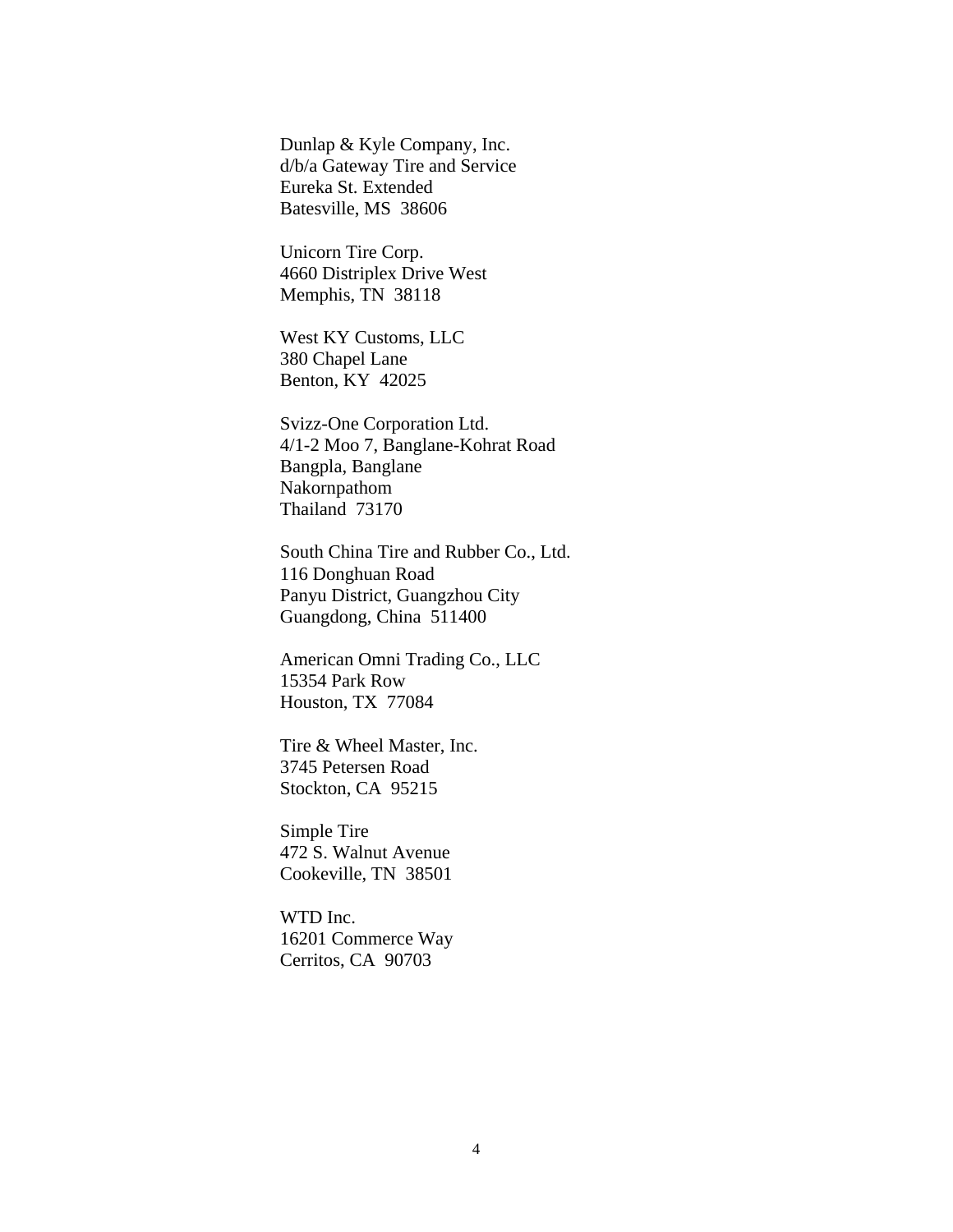Dunlap & Kyle Company, Inc.
d/b/a Gateway Tire and Service
Eureka St. Extended
Batesville, MS  38606

Unicorn Tire Corp.
4660 Distriplex Drive West
Memphis, TN  38118

West KY Customs, LLC
380 Chapel Lane
Benton, KY  42025

Svizz-One Corporation Ltd.
4/1-2 Moo 7, Banglane-Kohrat Road
Bangpla, Banglane
Nakornpathom
Thailand  73170

South China Tire and Rubber Co., Ltd.
116 Donghuan Road
Panyu District, Guangzhou City
Guangdong, China  511400

American Omni Trading Co., LLC
15354 Park Row
Houston, TX  77084

Tire & Wheel Master, Inc.
3745 Petersen Road
Stockton, CA  95215

Simple Tire
472 S. Walnut Avenue
Cookeville, TN  38501

WTD Inc.
16201 Commerce Way
Cerritos, CA  90703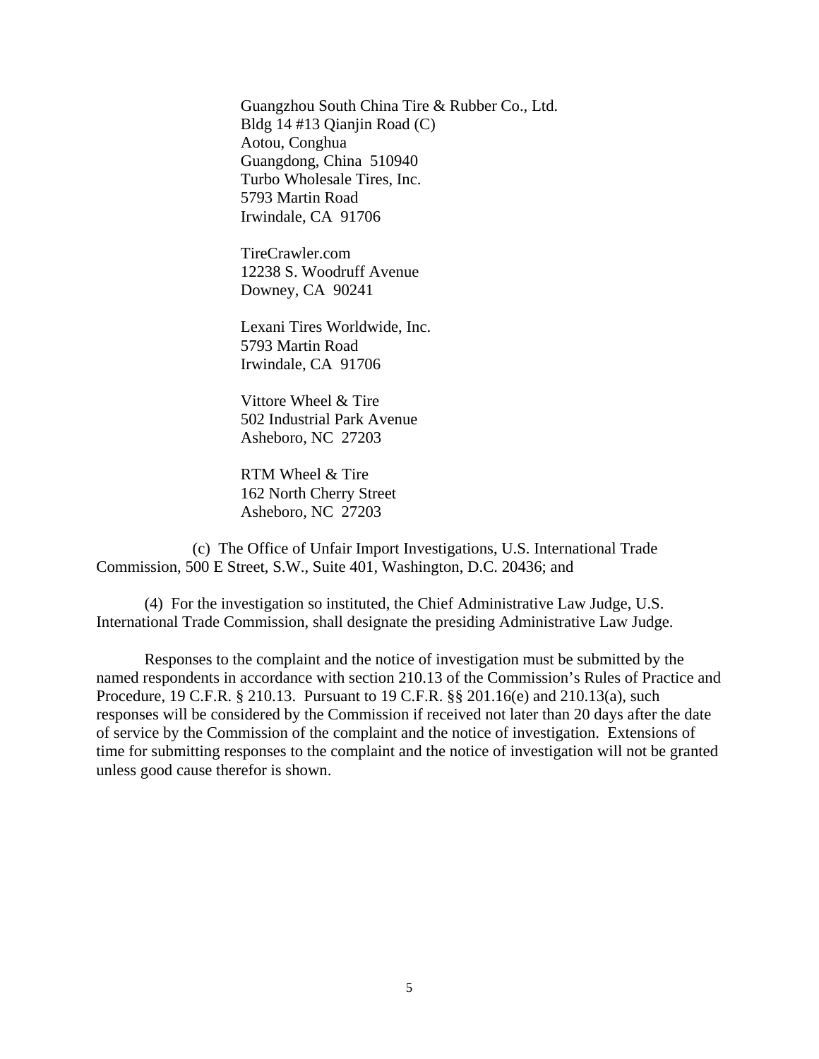Guangzhou South China Tire & Rubber Co., Ltd.
Bldg 14 #13 Qianjin Road (C)
Aotou, Conghua
Guangdong, China 510940
Turbo Wholesale Tires, Inc.
5793 Martin Road
Irwindale, CA 91706

TireCrawler.com
12238 S. Woodruff Avenue
Downey, CA 90241

Lexani Tires Worldwide, Inc.
5793 Martin Road
Irwindale, CA 91706

Vittore Wheel & Tire
502 Industrial Park Avenue
Asheboro, NC 27203

RTM Wheel & Tire
162 North Cherry Street
Asheboro, NC 27203

(c) The Office of Unfair Import Investigations, U.S. International Trade Commission, 500 E Street, S.W., Suite 401, Washington, D.C. 20436; and

(4) For the investigation so instituted, the Chief Administrative Law Judge, U.S. International Trade Commission, shall designate the presiding Administrative Law Judge.

Responses to the complaint and the notice of investigation must be submitted by the named respondents in accordance with section 210.13 of the Commission's Rules of Practice and Procedure, 19 C.F.R. § 210.13. Pursuant to 19 C.F.R. §§ 201.16(e) and 210.13(a), such responses will be considered by the Commission if received not later than 20 days after the date of service by the Commission of the complaint and the notice of investigation. Extensions of time for submitting responses to the complaint and the notice of investigation will not be granted unless good cause therefor is shown.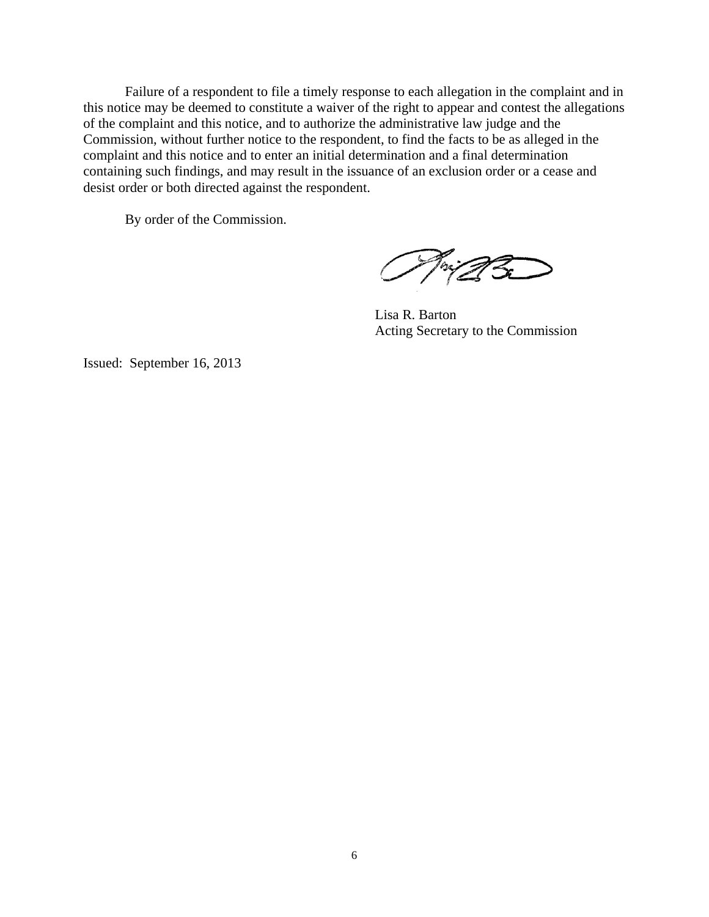Failure of a respondent to file a timely response to each allegation in the complaint and in this notice may be deemed to constitute a waiver of the right to appear and contest the allegations of the complaint and this notice, and to authorize the administrative law judge and the Commission, without further notice to the respondent, to find the facts to be as alleged in the complaint and this notice and to enter an initial determination and a final determination containing such findings, and may result in the issuance of an exclusion order or a cease and desist order or both directed against the respondent.

By order of the Commission.

Lisa R. Barton
Acting Secretary to the Commission

Issued: September 16, 2013